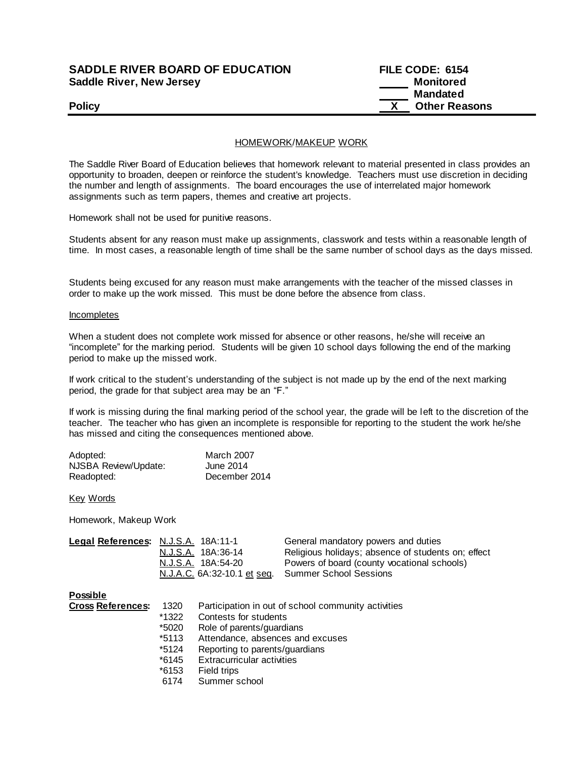**SADDLE RIVER BOARD OF EDUCATION** **FILE CODE: 6154**
**Saddle River, New Jersey**

_____ **Monitored**
_____ **Mandated**
**Policy** __X__ **Other Reasons**

---

## HOMEWORK/MAKEUP WORK

The Saddle River Board of Education believes that homework relevant to material presented in class provides an opportunity to broaden, deepen or reinforce the student's knowledge. Teachers must use discretion in deciding the number and length of assignments. The board encourages the use of interrelated major homework assignments such as term papers, themes and creative art projects.

Homework shall not be used for punitive reasons.

Students absent for any reason must make up assignments, classwork and tests within a reasonable length of time. In most cases, a reasonable length of time shall be the same number of school days as the days missed.

Students being excused for any reason must make arrangements with the teacher of the missed classes in order to make up the work missed. This must be done before the absence from class.

### Incompletes

When a student does not complete work missed for absence or other reasons, he/she will receive an "incomplete" for the marking period. Students will be given 10 school days following the end of the marking period to make up the missed work.

If work critical to the student's understanding of the subject is not made up by the end of the next marking period, the grade for that subject area may be an "F."

If work is missing during the final marking period of the school year, the grade will be left to the discretion of the teacher. The teacher who has given an incomplete is responsible for reporting to the student the work he/she has missed and citing the consequences mentioned above.

| | |
|---|---|
| Adopted: | March 2007 |
| NJSBA Review/Update: | June 2014 |
| Readopted: | December 2014 |

Key Words

Homework, Makeup Work

| **Legal References:** | | |
|---|---|---|
| | N.J.S.A. 18A:11-1 | General mandatory powers and duties |
| | N.J.S.A. 18A:36-14 | Religious holidays; absence of students on; effect |
| | N.J.S.A. 18A:54-20 | Powers of board (county vocational schools) |
| | N.J.A.C. 6A:32-10.1 et seq. | Summer School Sessions |

| **Possible Cross References:** | | |
|---|---|---|
| | 1320 | Participation in out of school community activities |
| | *1322 | Contests for students |
| | *5020 | Role of parents/guardians |
| | *5113 | Attendance, absences and excuses |
| | *5124 | Reporting to parents/guardians |
| | *6145 | Extracurricular activities |
| | *6153 | Field trips |
| | 6174 | Summer school |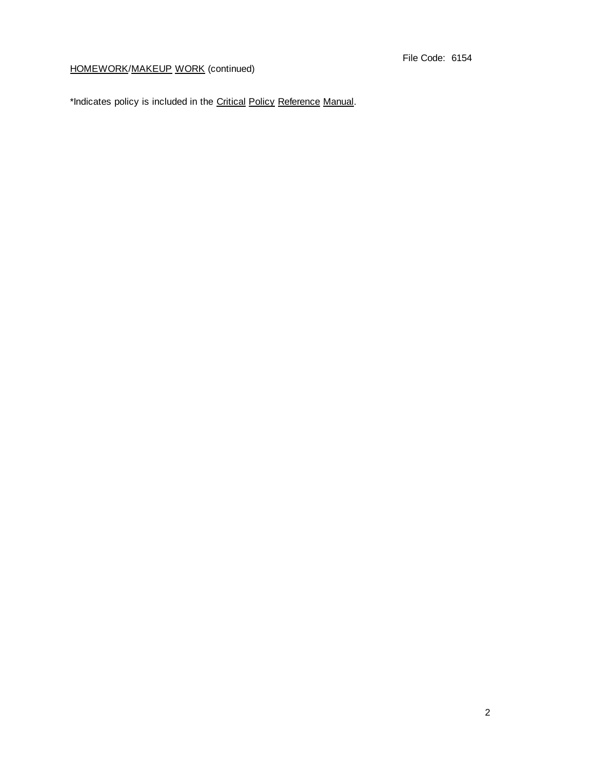*Indicates policy is included in the Critical Policy Reference Manual.